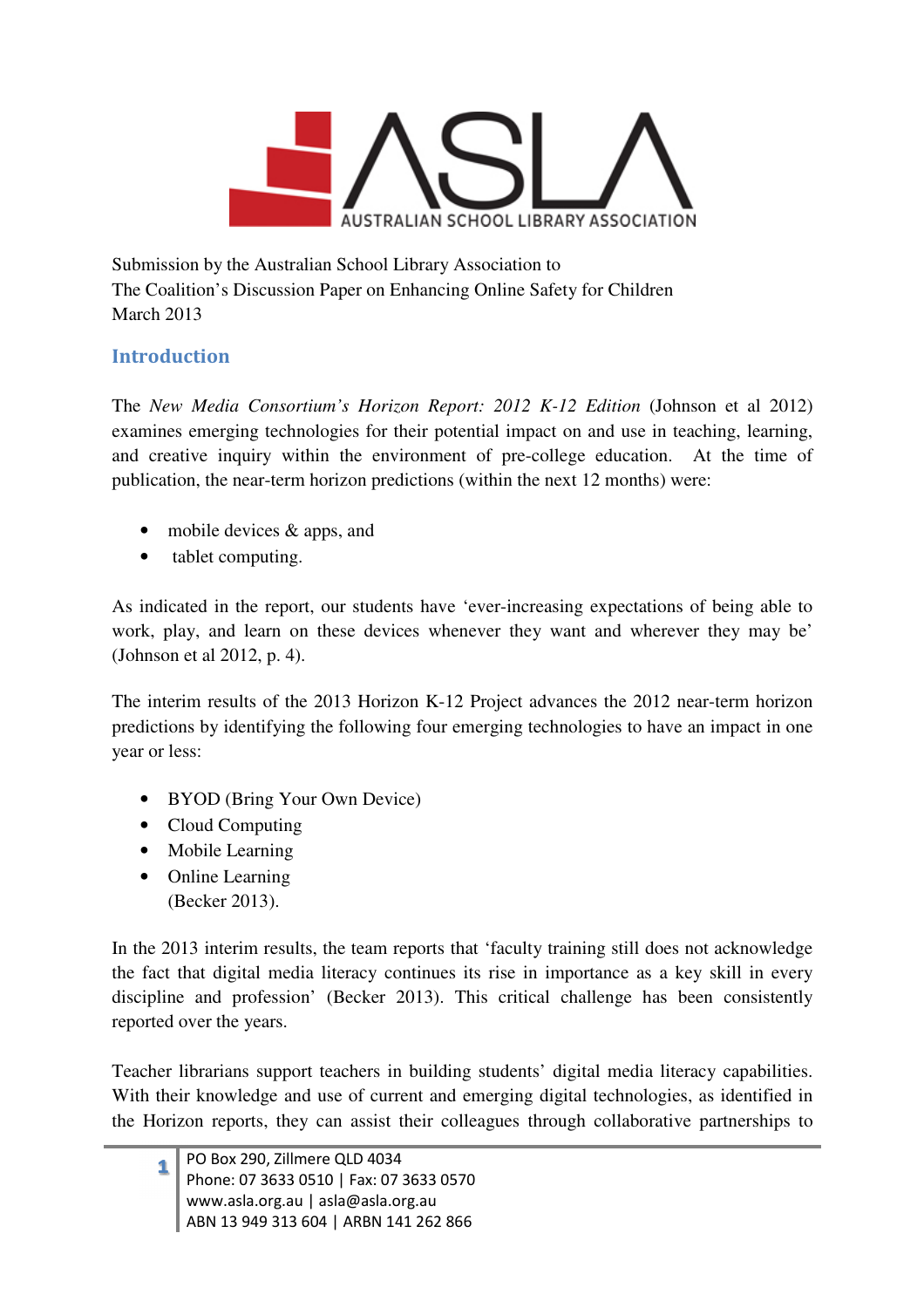ASLA
AUSTRALIAN SCHOOL LIBRARY ASSOCIATION

Submission by the Australian School Library Association to
The Coalition's Discussion Paper on Enhancing Online Safety for Children
March 2013

## Introduction

The *New Media Consortium's Horizon Report: 2012 K-12 Edition* (Johnson et al 2012) examines emerging technologies for their potential impact on and use in teaching, learning, and creative inquiry within the environment of pre-college education. At the time of publication, the near-term horizon predictions (within the next 12 months) were:

- mobile devices & apps, and
- tablet computing.

As indicated in the report, our students have 'ever-increasing expectations of being able to work, play, and learn on these devices whenever they want and wherever they may be' (Johnson et al 2012, p. 4).

The interim results of the 2013 Horizon K-12 Project advances the 2012 near-term horizon predictions by identifying the following four emerging technologies to have an impact in one year or less:

- BYOD (Bring Your Own Device)
- Cloud Computing
- Mobile Learning
- Online Learning
  (Becker 2013).

In the 2013 interim results, the team reports that 'faculty training still does not acknowledge the fact that digital media literacy continues its rise in importance as a key skill in every discipline and profession' (Becker 2013). This critical challenge has been consistently reported over the years.

Teacher librarians support teachers in building students' digital media literacy capabilities. With their knowledge and use of current and emerging digital technologies, as identified in the Horizon reports, they can assist their colleagues through collaborative partnerships to

PO Box 290, Zillmere QLD 4034
Phone: 07 3633 0510 | Fax: 07 3633 0570
www.asla.org.au | asla@asla.org.au
ABN 13 949 313 604 | ARBN 141 262 866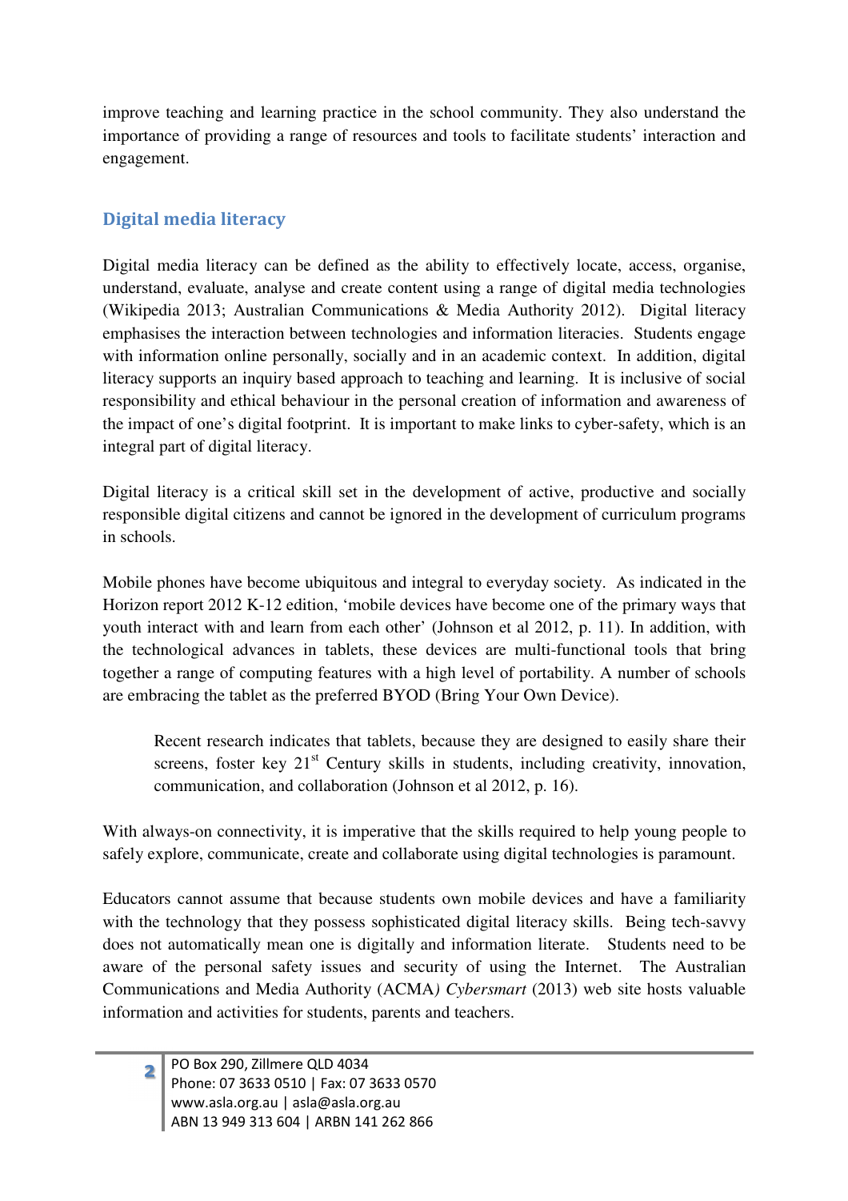improve teaching and learning practice in the school community. They also understand the importance of providing a range of resources and tools to facilitate students' interaction and engagement.

## Digital media literacy

Digital media literacy can be defined as the ability to effectively locate, access, organise, understand, evaluate, analyse and create content using a range of digital media technologies (Wikipedia 2013; Australian Communications & Media Authority 2012). Digital literacy emphasises the interaction between technologies and information literacies. Students engage with information online personally, socially and in an academic context. In addition, digital literacy supports an inquiry based approach to teaching and learning. It is inclusive of social responsibility and ethical behaviour in the personal creation of information and awareness of the impact of one's digital footprint. It is important to make links to cyber-safety, which is an integral part of digital literacy.

Digital literacy is a critical skill set in the development of active, productive and socially responsible digital citizens and cannot be ignored in the development of curriculum programs in schools.

Mobile phones have become ubiquitous and integral to everyday society. As indicated in the Horizon report 2012 K-12 edition, 'mobile devices have become one of the primary ways that youth interact with and learn from each other' (Johnson et al 2012, p. 11). In addition, with the technological advances in tablets, these devices are multi-functional tools that bring together a range of computing features with a high level of portability. A number of schools are embracing the tablet as the preferred BYOD (Bring Your Own Device).

> Recent research indicates that tablets, because they are designed to easily share their screens, foster key 21st Century skills in students, including creativity, innovation, communication, and collaboration (Johnson et al 2012, p. 16).

With always-on connectivity, it is imperative that the skills required to help young people to safely explore, communicate, create and collaborate using digital technologies is paramount.

Educators cannot assume that because students own mobile devices and have a familiarity with the technology that they possess sophisticated digital literacy skills. Being tech-savvy does not automatically mean one is digitally and information literate. Students need to be aware of the personal safety issues and security of using the Internet. The Australian Communications and Media Authority (ACMA) *Cybersmart* (2013) web site hosts valuable information and activities for students, parents and teachers.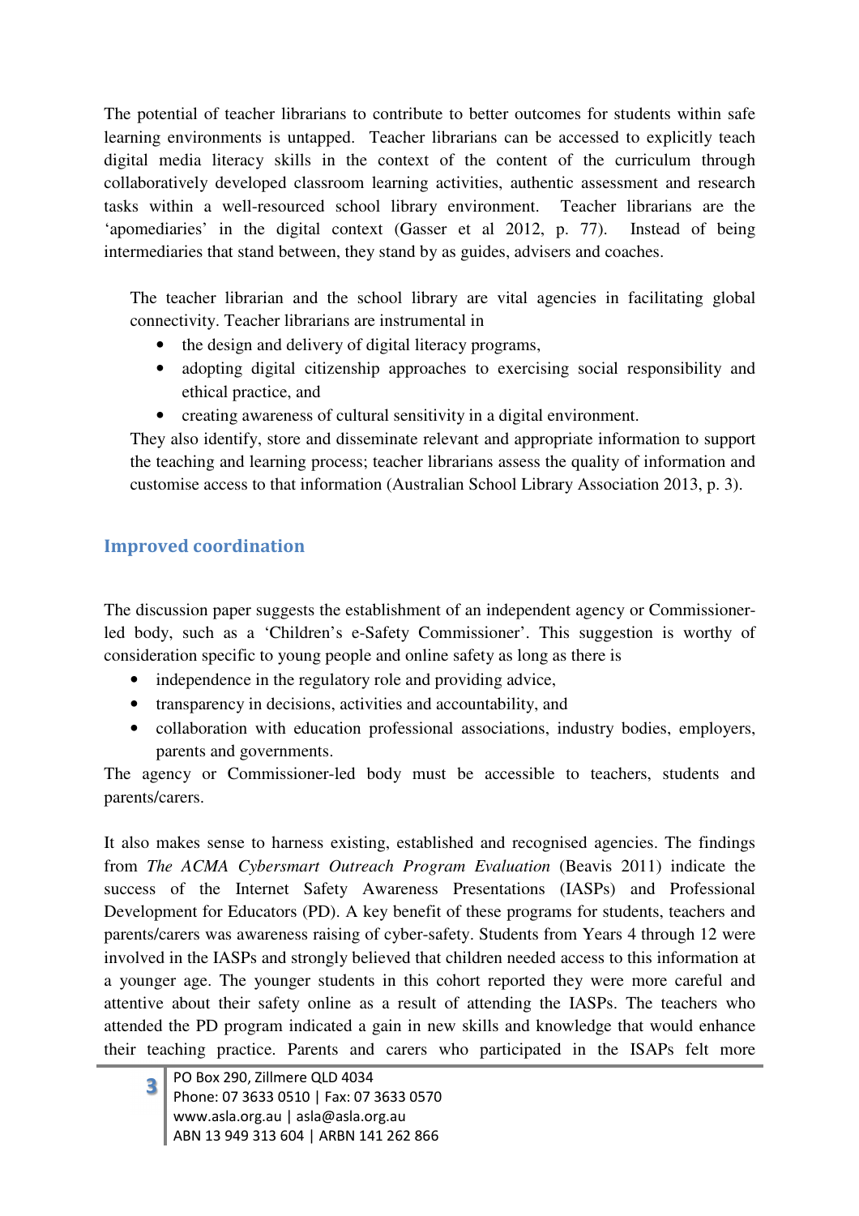The potential of teacher librarians to contribute to better outcomes for students within safe learning environments is untapped. Teacher librarians can be accessed to explicitly teach digital media literacy skills in the context of the content of the curriculum through collaboratively developed classroom learning activities, authentic assessment and research tasks within a well-resourced school library environment. Teacher librarians are the 'apomediaries' in the digital context (Gasser et al 2012, p. 77). Instead of being intermediaries that stand between, they stand by as guides, advisers and coaches.

> The teacher librarian and the school library are vital agencies in facilitating global connectivity. Teacher librarians are instrumental in
>
> - the design and delivery of digital literacy programs,
> - adopting digital citizenship approaches to exercising social responsibility and ethical practice, and
> - creating awareness of cultural sensitivity in a digital environment.
>
> They also identify, store and disseminate relevant and appropriate information to support the teaching and learning process; teacher librarians assess the quality of information and customise access to that information (Australian School Library Association 2013, p. 3).

## Improved coordination

The discussion paper suggests the establishment of an independent agency or Commissioner-led body, such as a 'Children's e-Safety Commissioner'. This suggestion is worthy of consideration specific to young people and online safety as long as there is

- independence in the regulatory role and providing advice,
- transparency in decisions, activities and accountability, and
- collaboration with education professional associations, industry bodies, employers, parents and governments.

The agency or Commissioner-led body must be accessible to teachers, students and parents/carers.

It also makes sense to harness existing, established and recognised agencies. The findings from *The ACMA Cybersmart Outreach Program Evaluation* (Beavis 2011) indicate the success of the Internet Safety Awareness Presentations (IASPs) and Professional Development for Educators (PD). A key benefit of these programs for students, teachers and parents/carers was awareness raising of cyber-safety. Students from Years 4 through 12 were involved in the IASPs and strongly believed that children needed access to this information at a younger age. The younger students in this cohort reported they were more careful and attentive about their safety online as a result of attending the IASPs. The teachers who attended the PD program indicated a gain in new skills and knowledge that would enhance their teaching practice. Parents and carers who participated in the ISAPs felt more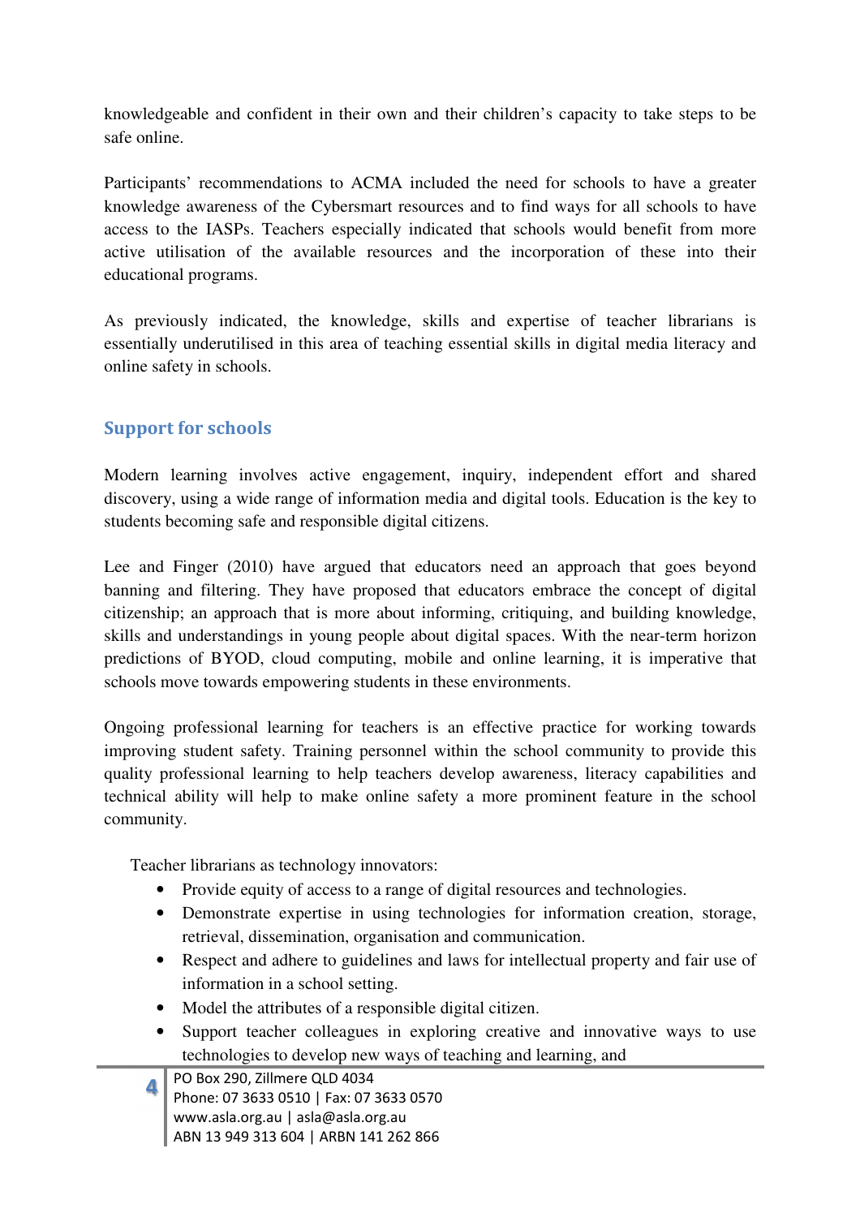knowledgeable and confident in their own and their children's capacity to take steps to be safe online.

Participants' recommendations to ACMA included the need for schools to have a greater knowledge awareness of the Cybersmart resources and to find ways for all schools to have access to the IASPs. Teachers especially indicated that schools would benefit from more active utilisation of the available resources and the incorporation of these into their educational programs.

As previously indicated, the knowledge, skills and expertise of teacher librarians is essentially underutilised in this area of teaching essential skills in digital media literacy and online safety in schools.

## Support for schools

Modern learning involves active engagement, inquiry, independent effort and shared discovery, using a wide range of information media and digital tools. Education is the key to students becoming safe and responsible digital citizens.

Lee and Finger (2010) have argued that educators need an approach that goes beyond banning and filtering. They have proposed that educators embrace the concept of digital citizenship; an approach that is more about informing, critiquing, and building knowledge, skills and understandings in young people about digital spaces. With the near-term horizon predictions of BYOD, cloud computing, mobile and online learning, it is imperative that schools move towards empowering students in these environments.

Ongoing professional learning for teachers is an effective practice for working towards improving student safety. Training personnel within the school community to provide this quality professional learning to help teachers develop awareness, literacy capabilities and technical ability will help to make online safety a more prominent feature in the school community.

Teacher librarians as technology innovators:

- Provide equity of access to a range of digital resources and technologies.
- Demonstrate expertise in using technologies for information creation, storage, retrieval, dissemination, organisation and communication.
- Respect and adhere to guidelines and laws for intellectual property and fair use of information in a school setting.
- Model the attributes of a responsible digital citizen.
- Support teacher colleagues in exploring creative and innovative ways to use technologies to develop new ways of teaching and learning, and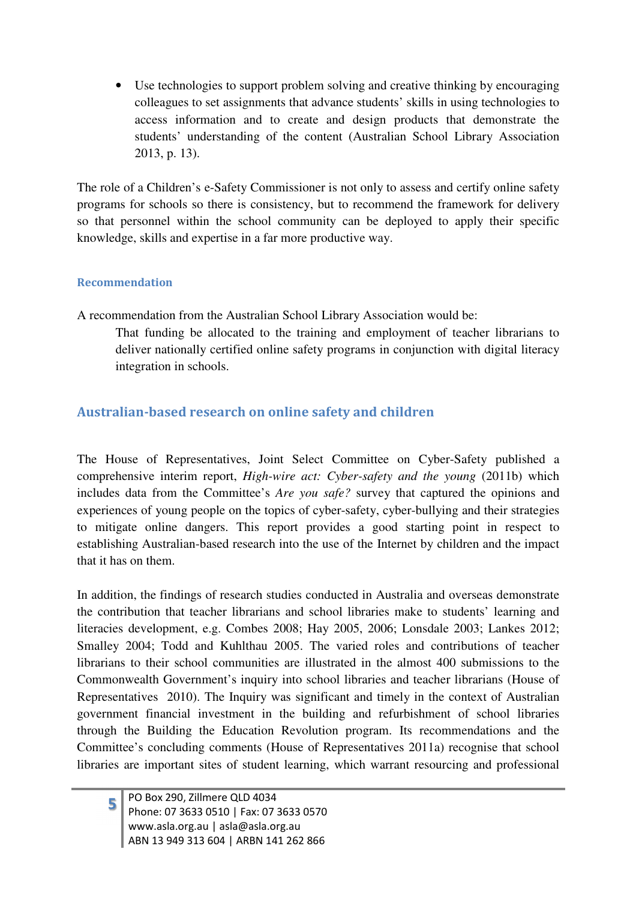- Use technologies to support problem solving and creative thinking by encouraging colleagues to set assignments that advance students' skills in using technologies to access information and to create and design products that demonstrate the students' understanding of the content (Australian School Library Association 2013, p. 13).

The role of a Children's e-Safety Commissioner is not only to assess and certify online safety programs for schools so there is consistency, but to recommend the framework for delivery so that personnel within the school community can be deployed to apply their specific knowledge, skills and expertise in a far more productive way.

### Recommendation

A recommendation from the Australian School Library Association would be:

> That funding be allocated to the training and employment of teacher librarians to deliver nationally certified online safety programs in conjunction with digital literacy integration in schools.

## Australian-based research on online safety and children

The House of Representatives, Joint Select Committee on Cyber-Safety published a comprehensive interim report, *High-wire act: Cyber-safety and the young* (2011b) which includes data from the Committee's *Are you safe?* survey that captured the opinions and experiences of young people on the topics of cyber-safety, cyber-bullying and their strategies to mitigate online dangers. This report provides a good starting point in respect to establishing Australian-based research into the use of the Internet by children and the impact that it has on them.

In addition, the findings of research studies conducted in Australia and overseas demonstrate the contribution that teacher librarians and school libraries make to students' learning and literacies development, e.g. Combes 2008; Hay 2005, 2006; Lonsdale 2003; Lankes 2012; Smalley 2004; Todd and Kuhlthau 2005. The varied roles and contributions of teacher librarians to their school communities are illustrated in the almost 400 submissions to the Commonwealth Government's inquiry into school libraries and teacher librarians (House of Representatives 2010). The Inquiry was significant and timely in the context of Australian government financial investment in the building and refurbishment of school libraries through the Building the Education Revolution program. Its recommendations and the Committee's concluding comments (House of Representatives 2011a) recognise that school libraries are important sites of student learning, which warrant resourcing and professional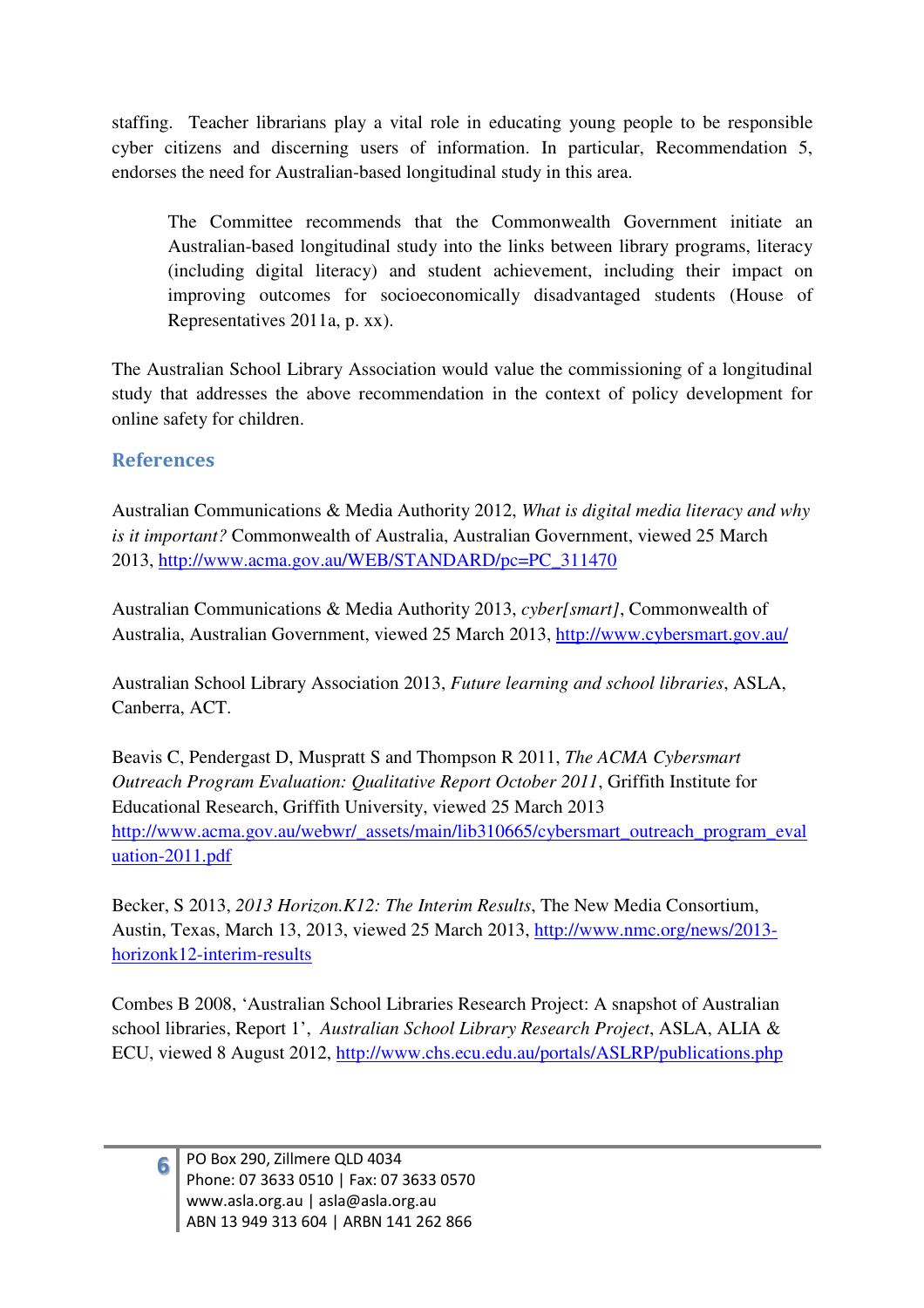staffing. Teacher librarians play a vital role in educating young people to be responsible cyber citizens and discerning users of information. In particular, Recommendation 5, endorses the need for Australian-based longitudinal study in this area.

> The Committee recommends that the Commonwealth Government initiate an Australian-based longitudinal study into the links between library programs, literacy (including digital literacy) and student achievement, including their impact on improving outcomes for socioeconomically disadvantaged students (House of Representatives 2011a, p. xx).

The Australian School Library Association would value the commissioning of a longitudinal study that addresses the above recommendation in the context of policy development for online safety for children.

## References

Australian Communications & Media Authority 2012, *What is digital media literacy and why is it important?* Commonwealth of Australia, Australian Government, viewed 25 March 2013, http://www.acma.gov.au/WEB/STANDARD/pc=PC_311470

Australian Communications & Media Authority 2013, *cyber[smart]*, Commonwealth of Australia, Australian Government, viewed 25 March 2013, http://www.cybersmart.gov.au/

Australian School Library Association 2013, *Future learning and school libraries*, ASLA, Canberra, ACT.

Beavis C, Pendergast D, Muspratt S and Thompson R 2011, *The ACMA Cybersmart Outreach Program Evaluation: Qualitative Report October 2011*, Griffith Institute for Educational Research, Griffith University, viewed 25 March 2013 http://www.acma.gov.au/webwr/_assets/main/lib310665/cybersmart_outreach_program_evaluation-2011.pdf

Becker, S 2013, *2013 Horizon.K12: The Interim Results*, The New Media Consortium, Austin, Texas, March 13, 2013, viewed 25 March 2013, http://www.nmc.org/news/2013-horizonk12-interim-results

Combes B 2008, 'Australian School Libraries Research Project: A snapshot of Australian school libraries, Report 1', *Australian School Library Research Project*, ASLA, ALIA & ECU, viewed 8 August 2012, http://www.chs.ecu.edu.au/portals/ASLRP/publications.php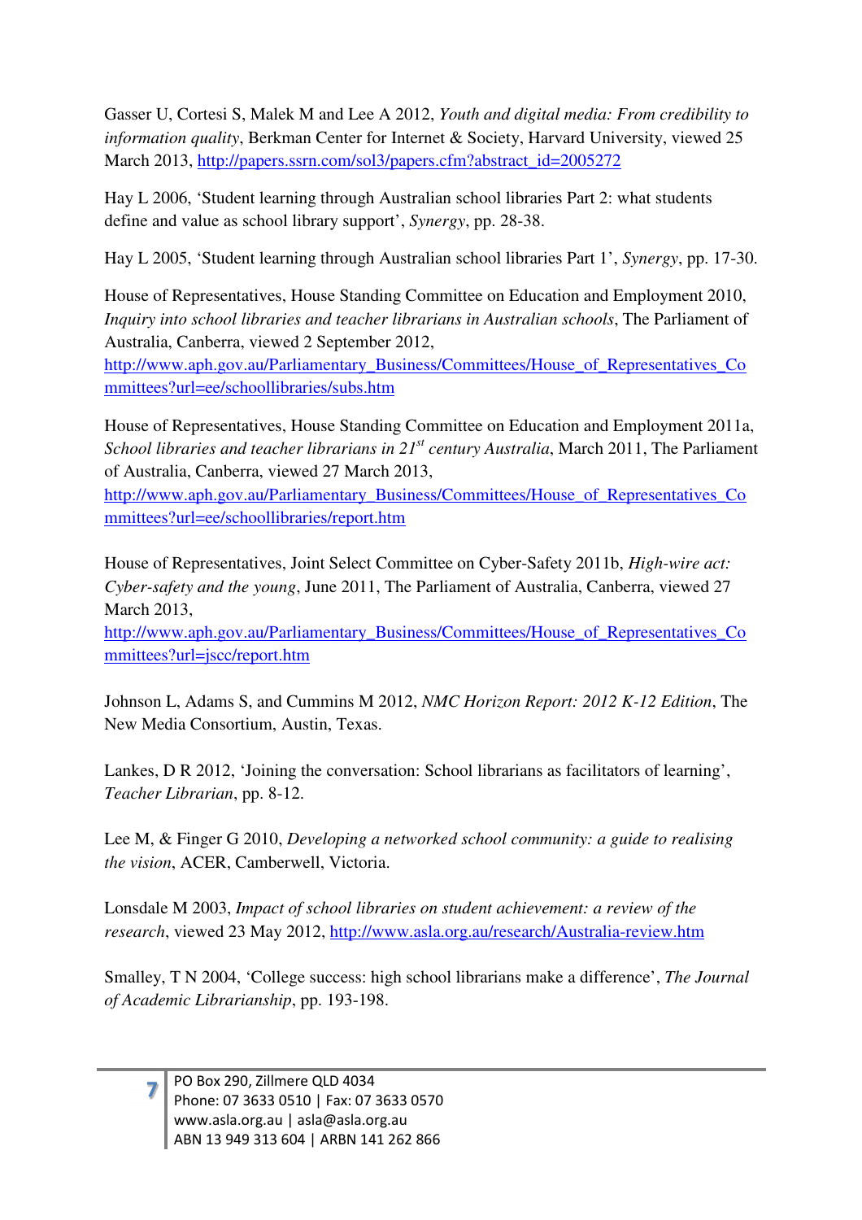Gasser U, Cortesi S, Malek M and Lee A 2012, *Youth and digital media: From credibility to information quality*, Berkman Center for Internet & Society, Harvard University, viewed 25 March 2013, http://papers.ssrn.com/sol3/papers.cfm?abstract_id=2005272

Hay L 2006, 'Student learning through Australian school libraries Part 2: what students define and value as school library support', *Synergy*, pp. 28-38.

Hay L 2005, 'Student learning through Australian school libraries Part 1', *Synergy*, pp. 17-30.

House of Representatives, House Standing Committee on Education and Employment 2010, *Inquiry into school libraries and teacher librarians in Australian schools*, The Parliament of Australia, Canberra, viewed 2 September 2012, http://www.aph.gov.au/Parliamentary_Business/Committees/House_of_Representatives_Committees?url=ee/schoollibraries/subs.htm

House of Representatives, House Standing Committee on Education and Employment 2011a, *School libraries and teacher librarians in 21st century Australia*, March 2011, The Parliament of Australia, Canberra, viewed 27 March 2013, http://www.aph.gov.au/Parliamentary_Business/Committees/House_of_Representatives_Committees?url=ee/schoollibraries/report.htm

House of Representatives, Joint Select Committee on Cyber-Safety 2011b, *High-wire act: Cyber-safety and the young*, June 2011, The Parliament of Australia, Canberra, viewed 27 March 2013, http://www.aph.gov.au/Parliamentary_Business/Committees/House_of_Representatives_Committees?url=jscc/report.htm

Johnson L, Adams S, and Cummins M 2012, *NMC Horizon Report: 2012 K-12 Edition*, The New Media Consortium, Austin, Texas.

Lankes, D R 2012, 'Joining the conversation: School librarians as facilitators of learning', *Teacher Librarian*, pp. 8-12.

Lee M, & Finger G 2010, *Developing a networked school community: a guide to realising the vision*, ACER, Camberwell, Victoria.

Lonsdale M 2003, *Impact of school libraries on student achievement: a review of the research*, viewed 23 May 2012, http://www.asla.org.au/research/Australia-review.htm

Smalley, T N 2004, 'College success: high school librarians make a difference', *The Journal of Academic Librarianship*, pp. 193-198.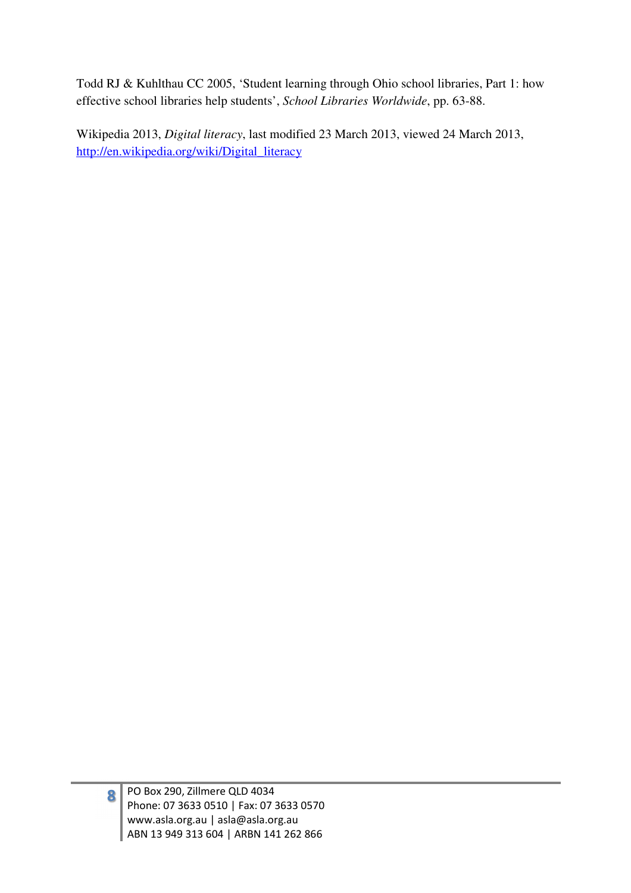Todd RJ & Kuhlthau CC 2005, 'Student learning through Ohio school libraries, Part 1: how effective school libraries help students', *School Libraries Worldwide*, pp. 63-88.

Wikipedia 2013, *Digital literacy*, last modified 23 March 2013, viewed 24 March 2013, http://en.wikipedia.org/wiki/Digital_literacy